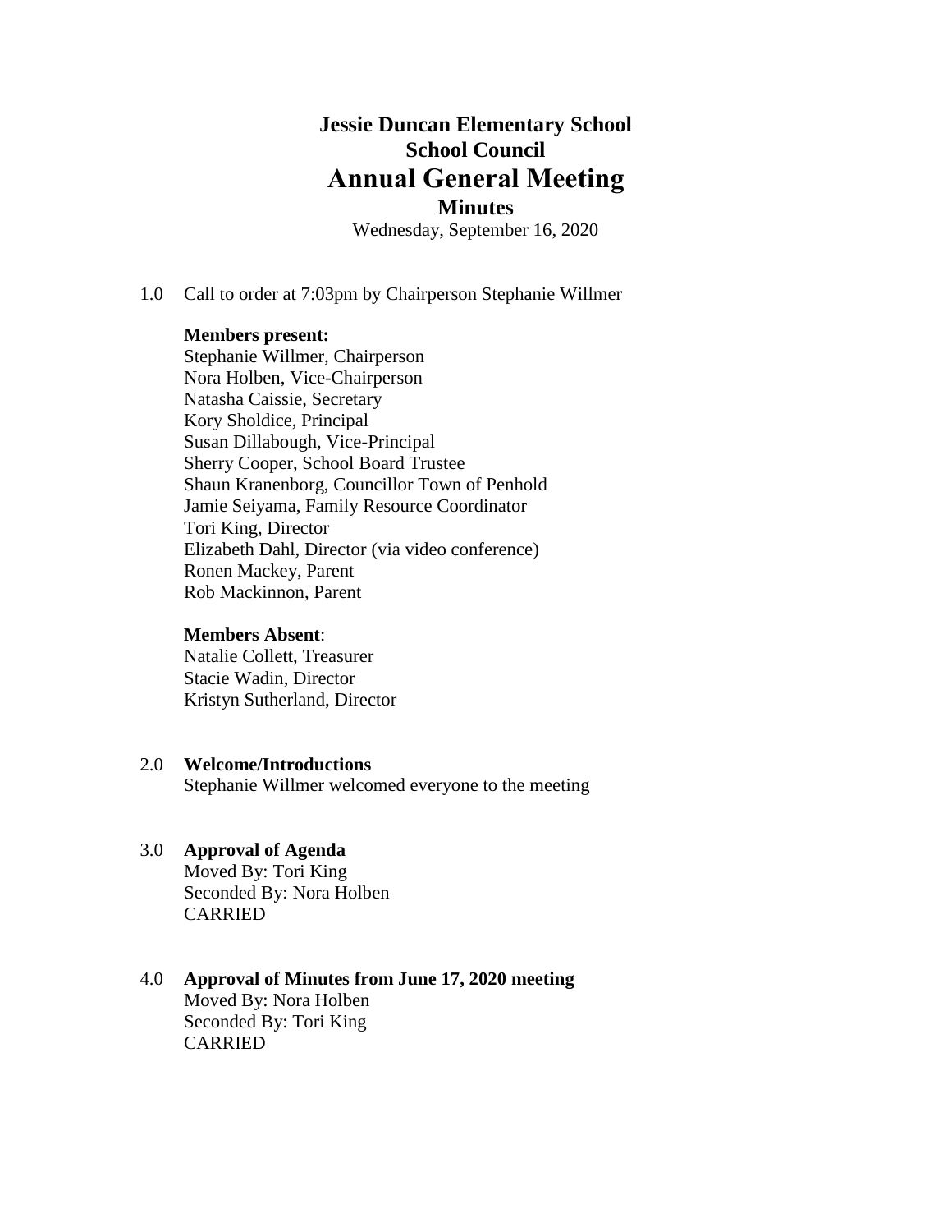# Jessie Duncan Elementary School
## School Council
# Annual General Meeting
## Minutes

Wednesday, September 16, 2020

1.0 Call to order at 7:03pm by Chairperson Stephanie Willmer

**Members present:**
Stephanie Willmer, Chairperson
Nora Holben, Vice-Chairperson
Natasha Caissie, Secretary
Kory Sholdice, Principal
Susan Dillabough, Vice-Principal
Sherry Cooper, School Board Trustee
Shaun Kranenborg, Councillor Town of Penhold
Jamie Seiyama, Family Resource Coordinator
Tori King, Director
Elizabeth Dahl, Director (via video conference)
Ronen Mackey, Parent
Rob Mackinnon, Parent

**Members Absent**:
Natalie Collett, Treasurer
Stacie Wadin, Director
Kristyn Sutherland, Director

2.0 **Welcome/Introductions**
Stephanie Willmer welcomed everyone to the meeting

3.0 **Approval of Agenda**
Moved By: Tori King
Seconded By: Nora Holben
CARRIED

4.0 **Approval of Minutes from June 17, 2020 meeting**
Moved By: Nora Holben
Seconded By: Tori King
CARRIED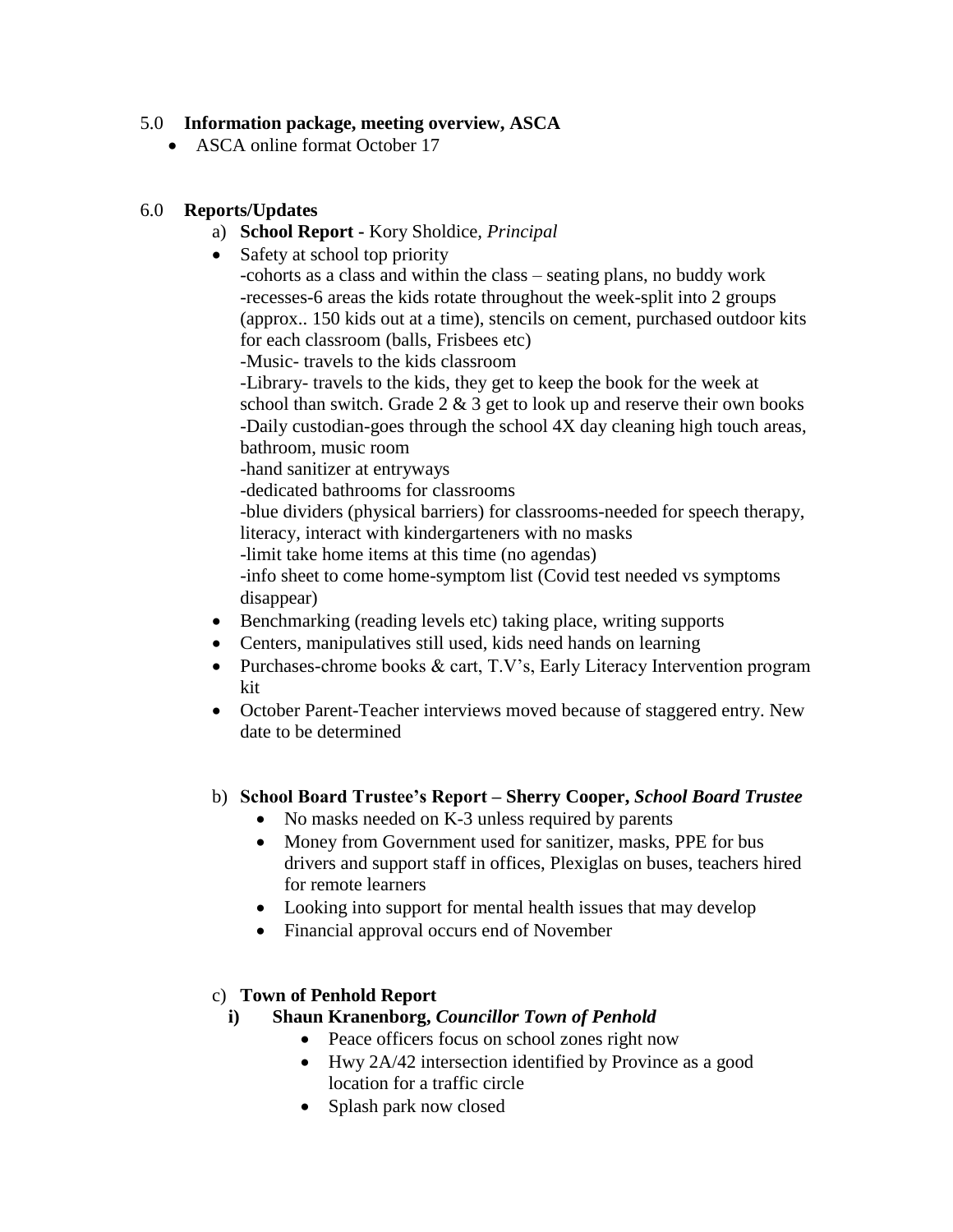5.0 **Information package, meeting overview, ASCA**

- ASCA online format October 17

6.0 **Reports/Updates**

a) **School Report -** Kory Sholdice, *Principal*

- Safety at school top priority
  -cohorts as a class and within the class – seating plans, no buddy work
  -recesses-6 areas the kids rotate throughout the week-split into 2 groups (approx.. 150 kids out at a time), stencils on cement, purchased outdoor kits for each classroom (balls, Frisbees etc)
  -Music- travels to the kids classroom
  -Library- travels to the kids, they get to keep the book for the week at school than switch. Grade 2 & 3 get to look up and reserve their own books
  -Daily custodian-goes through the school 4X day cleaning high touch areas, bathroom, music room
  -hand sanitizer at entryways
  -dedicated bathrooms for classrooms
  -blue dividers (physical barriers) for classrooms-needed for speech therapy, literacy, interact with kindergarteners with no masks
  -limit take home items at this time (no agendas)
  -info sheet to come home-symptom list (Covid test needed vs symptoms disappear)
- Benchmarking (reading levels etc) taking place, writing supports
- Centers, manipulatives still used, kids need hands on learning
- Purchases-chrome books & cart, T.V's, Early Literacy Intervention program kit
- October Parent-Teacher interviews moved because of staggered entry. New date to be determined

b) **School Board Trustee's Report – Sherry Cooper, *School Board Trustee***

- No masks needed on K-3 unless required by parents
- Money from Government used for sanitizer, masks, PPE for bus drivers and support staff in offices, Plexiglas on buses, teachers hired for remote learners
- Looking into support for mental health issues that may develop
- Financial approval occurs end of November

c) **Town of Penhold Report**

i) **Shaun Kranenborg, *Councillor Town of Penhold***

- Peace officers focus on school zones right now
- Hwy 2A/42 intersection identified by Province as a good location for a traffic circle
- Splash park now closed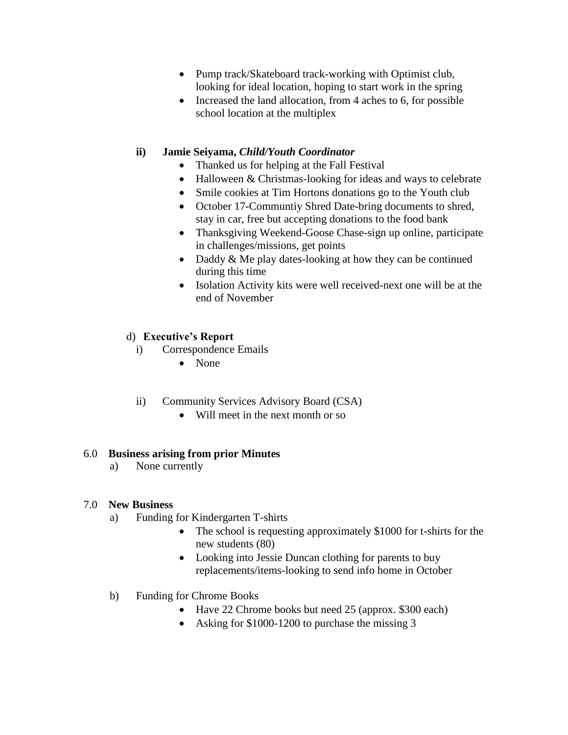- Pump track/Skateboard track-working with Optimist club, looking for ideal location, hoping to start work in the spring
- Increased the land allocation, from 4 aches to 6, for possible school location at the multiplex

**ii) Jamie Seiyama, *Child/Youth Coordinator***

- Thanked us for helping at the Fall Festival
- Halloween & Christmas-looking for ideas and ways to celebrate
- Smile cookies at Tim Hortons donations go to the Youth club
- October 17-Communtiy Shred Date-bring documents to shred, stay in car, free but accepting donations to the food bank
- Thanksgiving Weekend-Goose Chase-sign up online, participate in challenges/missions, get points
- Daddy & Me play dates-looking at how they can be continued during this time
- Isolation Activity kits were well received-next one will be at the end of November

d) **Executive's Report**

i) Correspondence Emails

- None

ii) Community Services Advisory Board (CSA)

- Will meet in the next month or so

### 6.0 Business arising from prior Minutes

a) None currently

### 7.0 New Business

a) Funding for Kindergarten T-shirts

- The school is requesting approximately $1000 for t-shirts for the new students (80)
- Looking into Jessie Duncan clothing for parents to buy replacements/items-looking to send info home in October

b) Funding for Chrome Books

- Have 22 Chrome books but need 25 (approx. $300 each)
- Asking for $1000-1200 to purchase the missing 3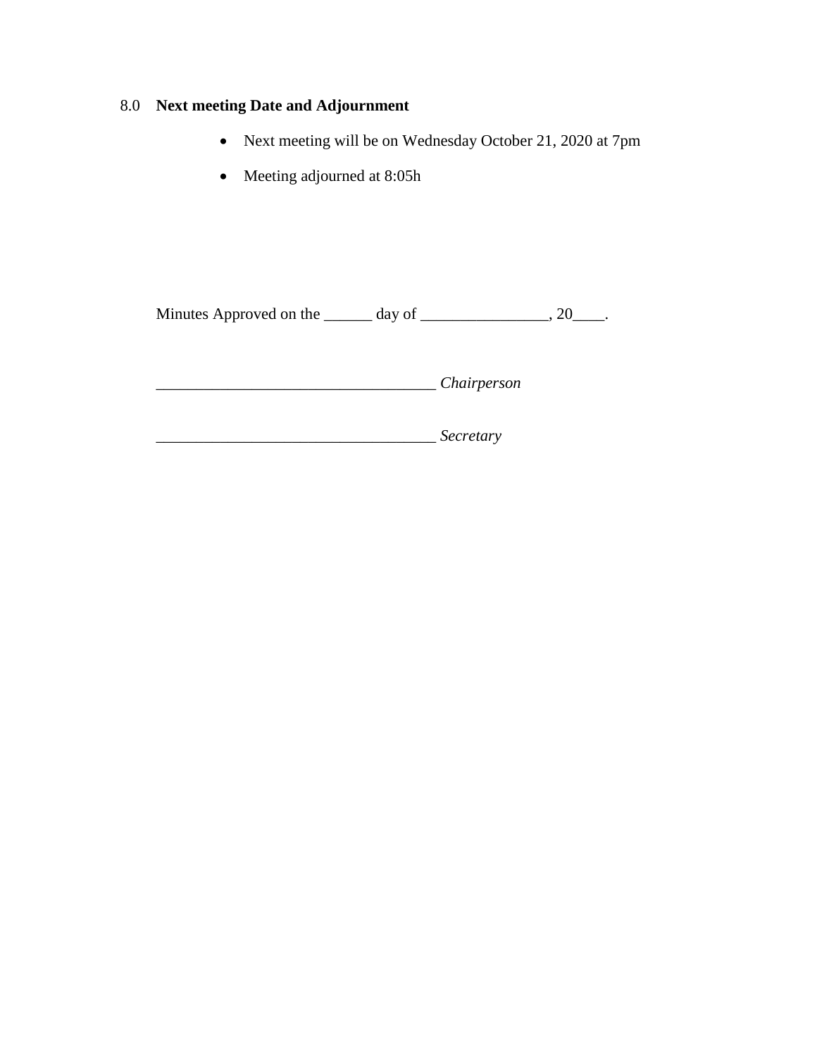8.0 **Next meeting Date and Adjournment**

- Next meeting will be on Wednesday October 21, 2020 at 7pm
- Meeting adjourned at 8:05h

Minutes Approved on the ______ day of ________________, 20____.

___________________________________ *Chairperson*

___________________________________ *Secretary*